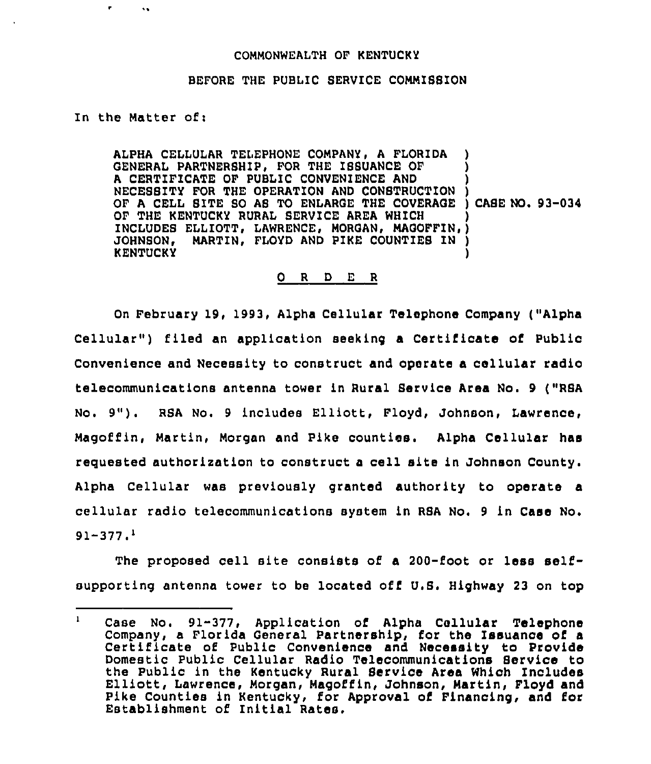COMMONWEALTH OF KENTUCKY

BEFORE THE PUBLIC SERVICE COMMISSION

In the Matter of:

| | |
|---|---|
| ALPHA CELLULAR TELEPHONE COMPANY, A FLORIDA GENERAL PARTNERSHIP, FOR THE ISSUANCE OF A CERTIFICATE OF PUBLIC CONVENIENCE AND NECESSITY FOR THE OPERATION AND CONSTRUCTION OF A CELL SITE SO AS TO ENLARGE THE COVERAGE OF THE KENTUCKY RURAL SERVICE AREA WHICH INCLUDES ELLIOTT, LAWRENCE, MORGAN, MAGOFFIN, JOHNSON, MARTIN, FLOYD AND PIKE COUNTIES IN KENTUCKY | CASE NO. 93-034 |

O R D E R

On February 19, 1993, Alpha Cellular Telephone Company ("Alpha Cellular") filed an application seeking a Certificate of Public Convenience and Necessity to construct and operate a cellular radio telecommunications antenna tower in Rural Service Area No. 9 ("RSA No. 9"). RSA No. 9 includes Elliott, Floyd, Johnson, Lawrence, Magoffin, Martin, Morgan and Pike counties. Alpha Cellular has requested authorization to construct a cell site in Johnson County. Alpha Cellular was previously granted authority to operate a cellular radio telecommunications system in RSA No. 9 in Case No. 91-377.[1]

The proposed cell site consists of a 200-foot or less self-supporting antenna tower to be located off U.S. Highway 23 on top

[1] Case No. 91-377, Application of Alpha Cellular Telephone Company, a Florida General Partnership, for the Issuance of a Certificate of Public Convenience and Necessity to Provide Domestic Public Cellular Radio Telecommunications Service to the Public in the Kentucky Rural Service Area Which Includes Elliott, Lawrence, Morgan, Magoffin, Johnson, Martin, Floyd and Pike Counties in Kentucky, for Approval of Financing, and for Establishment of Initial Rates.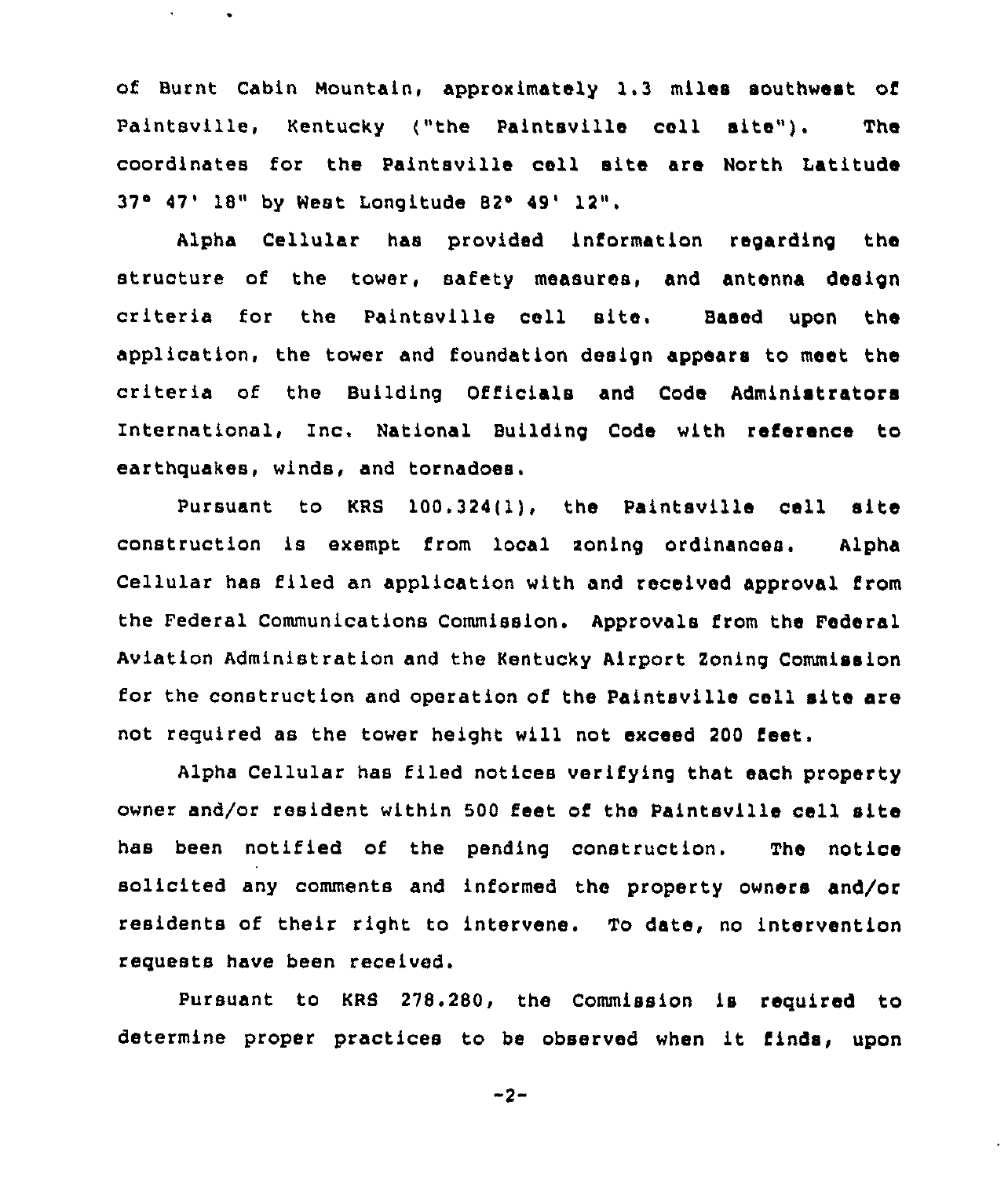of Burnt Cabin Mountain, approximately 1.3 miles southwest of Paintsville, Kentucky ("the Paintsville cell site"). The coordinates for the Paintsville cell site are North Latitude 37° 47' 18" by West Longitude 82° 49' 12".

Alpha Cellular has provided information regarding the structure of the tower, safety measures, and antenna design criteria for the Paintsville cell site. Based upon the application, the tower and foundation design appears to meet the criteria of the Building Officials and Code Administrators International, Inc. National Building Code with reference to earthquakes, winds, and tornadoes.

Pursuant to KRS 100.324(1), the Paintsville cell site construction is exempt from local zoning ordinances. Alpha Cellular has filed an application with and received approval from the Federal Communications Commission. Approvals from the Federal Aviation Administration and the Kentucky Airport Zoning Commission for the construction and operation of the Paintsville cell site are not required as the tower height will not exceed 200 feet.

Alpha Cellular has filed notices verifying that each property owner and/or resident within 500 feet of the Paintsville cell site has been notified of the pending construction. The notice solicited any comments and informed the property owners and/or residents of their right to intervene. To date, no intervention requests have been received.

Pursuant to KRS 278.280, the Commission is required to determine proper practices to be observed when it finds, upon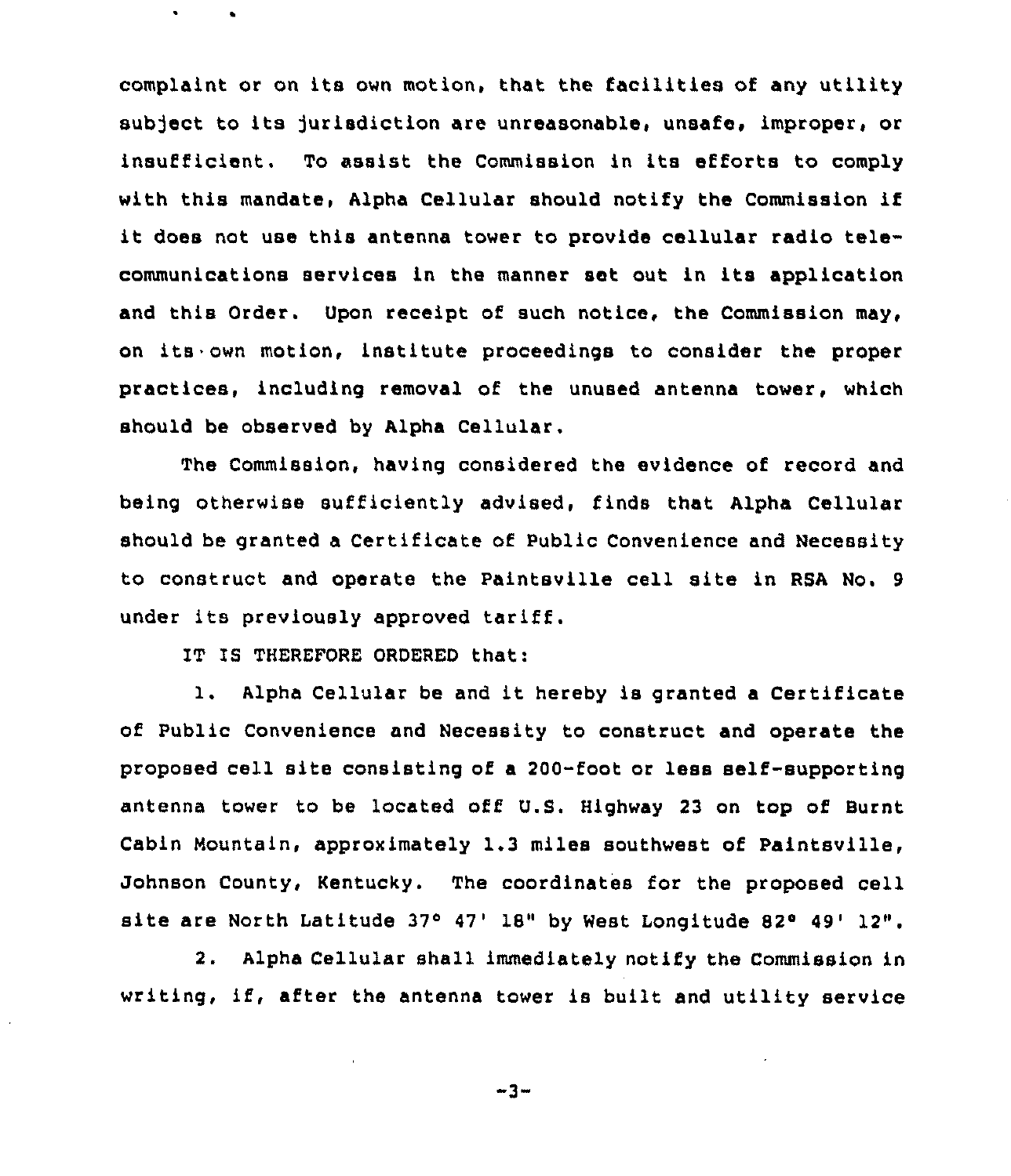complaint or on its own motion, that the facilities of any utility subject to its jurisdiction are unreasonable, unsafe, improper, or insufficient. To assist the Commission in its efforts to comply with this mandate, Alpha Cellular should notify the Commission if it does not use this antenna tower to provide cellular radio telecommunications services in the manner set out in its application and this Order. Upon receipt of such notice, the Commission may, on its own motion, institute proceedings to consider the proper practices, including removal of the unused antenna tower, which should be observed by Alpha Cellular.

The Commission, having considered the evidence of record and being otherwise sufficiently advised, finds that Alpha Cellular should be granted a Certificate of Public Convenience and Necessity to construct and operate the Paintsville cell site in RSA No. 9 under its previously approved tariff.

IT IS THEREFORE ORDERED that:

1. Alpha Cellular be and it hereby is granted a Certificate of Public Convenience and Necessity to construct and operate the proposed cell site consisting of a 200-foot or less self-supporting antenna tower to be located off U.S. Highway 23 on top of Burnt Cabin Mountain, approximately 1.3 miles southwest of Paintsville, Johnson County, Kentucky. The coordinates for the proposed cell site are North Latitude 37° 47' 18" by West Longitude 82° 49' 12".

2. Alpha Cellular shall immediately notify the Commission in writing, if, after the antenna tower is built and utility service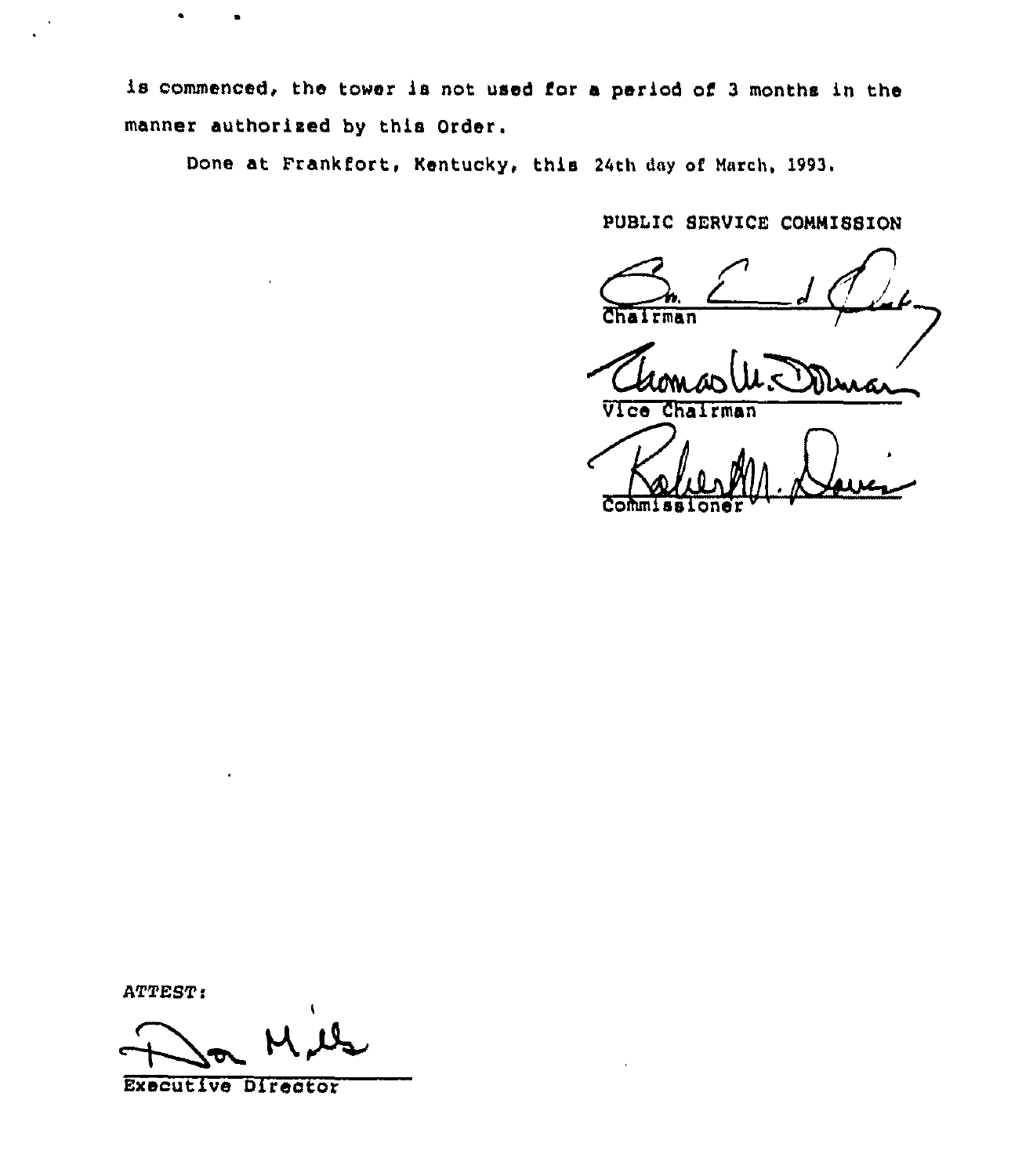is commenced, the tower is not used for a period of 3 months in the manner authorized by this Order.

Done at Frankfort, Kentucky, this 24th day of March, 1993.

PUBLIC SERVICE COMMISSION

Chairman

Vice Chairman

Commissioner

ATTEST:

Executive Director